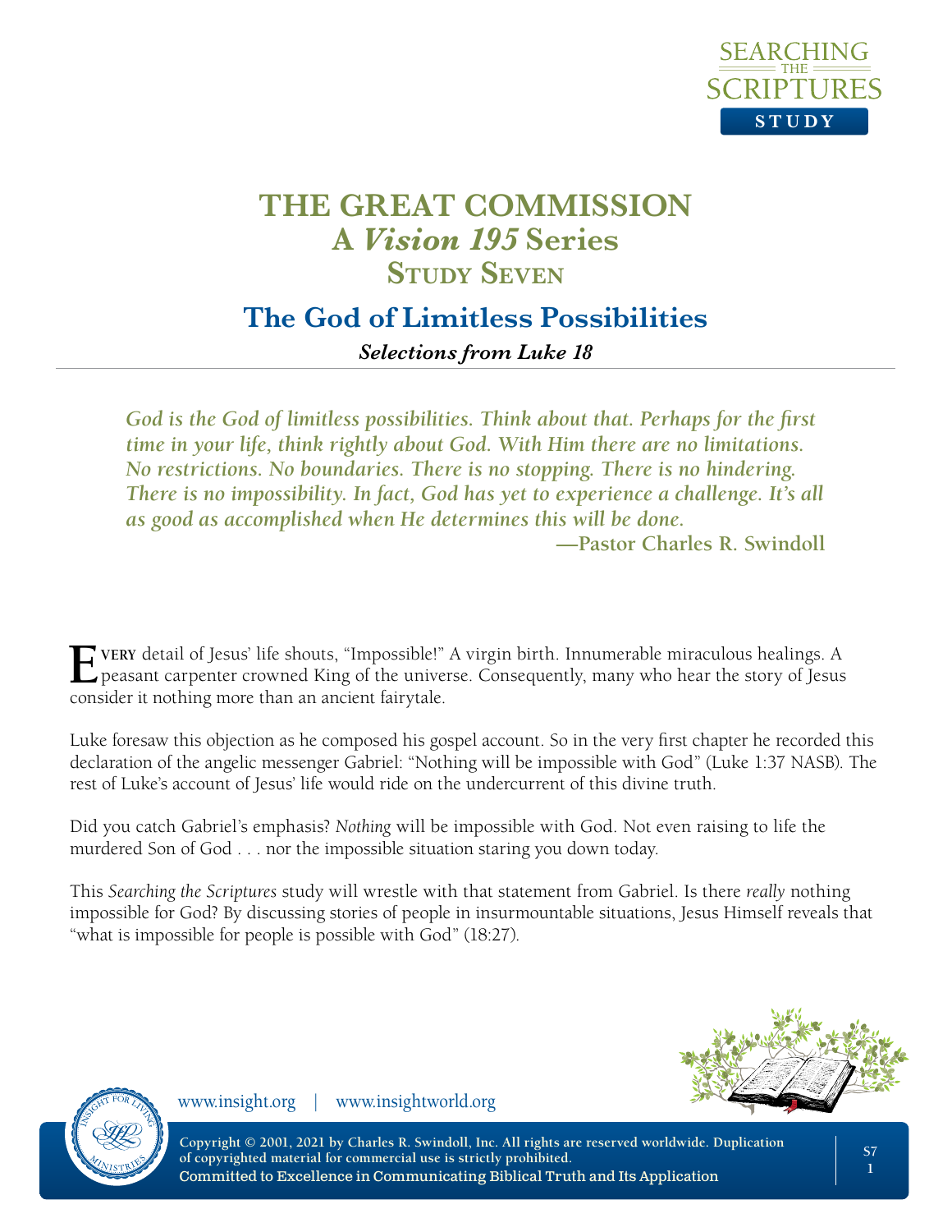# THE GREAT COMMISSION
## A *Vision 195* Series
### Study Seven

## The God of Limitless Possibilities

***Selections from Luke 18***

> ***God is the God of limitless possibilities. Think about that. Perhaps for the first time in your life, think rightly about God. With Him there are no limitations. No restrictions. No boundaries. There is no stopping. There is no hindering. There is no impossibility. In fact, God has yet to experience a challenge. It's all as good as accomplished when He determines this will be done.***
>
> **—Pastor Charles R. Swindoll**

**Every** detail of Jesus' life shouts, "Impossible!" A virgin birth. Innumerable miraculous healings. A peasant carpenter crowned King of the universe. Consequently, many who hear the story of Jesus consider it nothing more than an ancient fairytale.

Luke foresaw this objection as he composed his gospel account. So in the very first chapter he recorded this declaration of the angelic messenger Gabriel: "Nothing will be impossible with God" (Luke 1:37 NASB). The rest of Luke's account of Jesus' life would ride on the undercurrent of this divine truth.

Did you catch Gabriel's emphasis? *Nothing* will be impossible with God. Not even raising to life the murdered Son of God . . . nor the impossible situation staring you down today.

This *Searching the Scriptures* study will wrestle with that statement from Gabriel. Is there *really* nothing impossible for God? By discussing stories of people in insurmountable situations, Jesus Himself reveals that "what is impossible for people is possible with God" (18:27).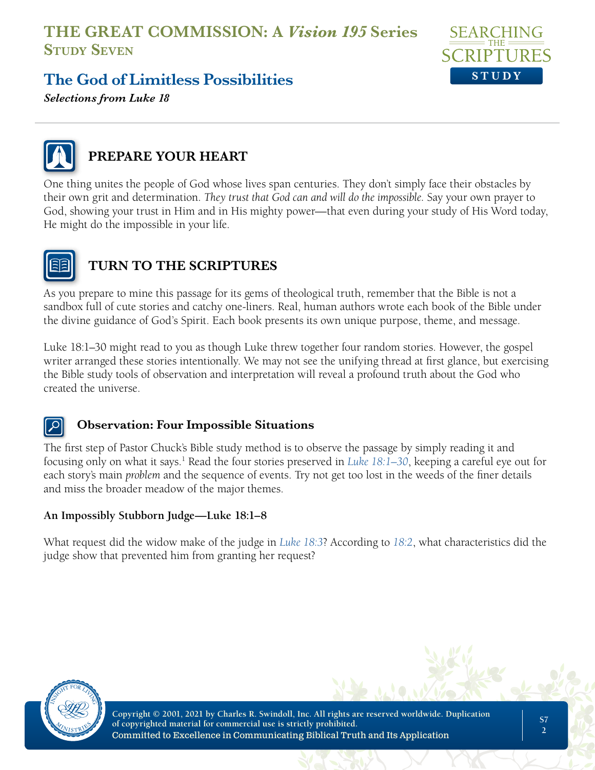# THE GREAT COMMISSION: A *Vision 195* Series
## Study Seven

## The God of Limitless Possibilities

***Selections from Luke 18***

## PREPARE YOUR HEART

One thing unites the people of God whose lives span centuries. They don't simply face their obstacles by their own grit and determination. *They trust that God can and will do the impossible.* Say your own prayer to God, showing your trust in Him and in His mighty power—that even during your study of His Word today, He might do the impossible in your life.

## TURN TO THE SCRIPTURES

As you prepare to mine this passage for its gems of theological truth, remember that the Bible is not a sandbox full of cute stories and catchy one-liners. Real, human authors wrote each book of the Bible under the divine guidance of God's Spirit. Each book presents its own unique purpose, theme, and message.

Luke 18:1–30 might read to you as though Luke threw together four random stories. However, the gospel writer arranged these stories intentionally. We may not see the unifying thread at first glance, but exercising the Bible study tools of observation and interpretation will reveal a profound truth about the God who created the universe.

### Observation: Four Impossible Situations

The first step of Pastor Chuck's Bible study method is to observe the passage by simply reading it and focusing only on what it says.[1] Read the four stories preserved in *Luke 18:1–30*, keeping a careful eye out for each story's main *problem* and the sequence of events. Try not get too lost in the weeds of the finer details and miss the broader meadow of the major themes.

**An Impossibly Stubborn Judge—Luke 18:1–8**

What request did the widow make of the judge in *Luke 18:3*? According to *18:2*, what characteristics did the judge show that prevented him from granting her request?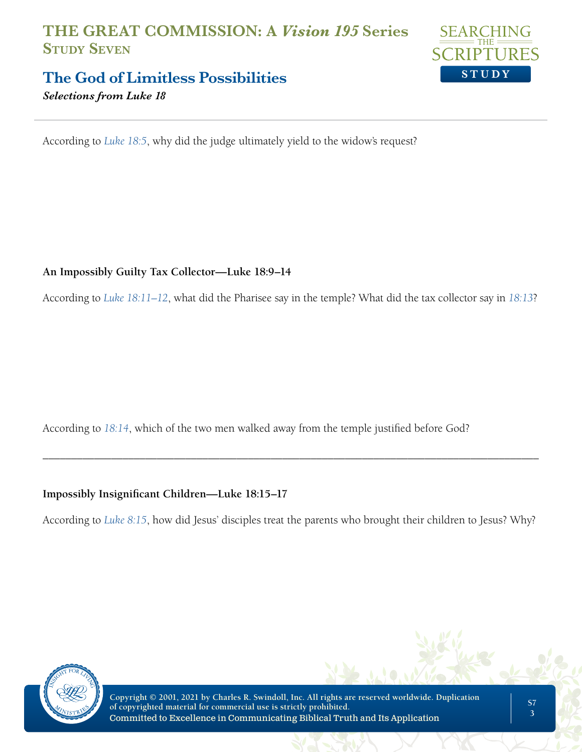According to *Luke 18:5*, why did the judge ultimately yield to the widow's request?

**An Impossibly Guilty Tax Collector—Luke 18:9–14**

According to *Luke 18:11–12*, what did the Pharisee say in the temple? What did the tax collector say in *18:13*?

According to *18:14*, which of the two men walked away from the temple justified before God?

______________________________________________________________________________

**Impossibly Insignificant Children—Luke 18:15–17**

According to *Luke 8:15*, how did Jesus' disciples treat the parents who brought their children to Jesus? Why?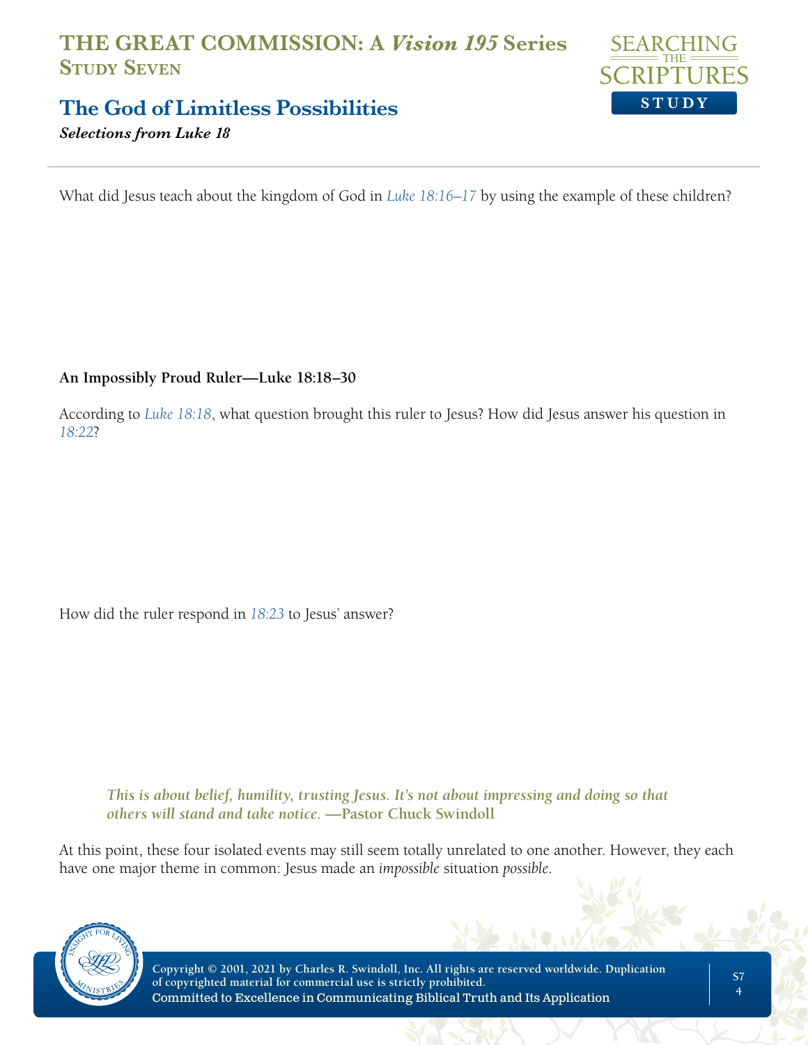What did Jesus teach about the kingdom of God in *Luke 18:16–17* by using the example of these children?

**An Impossibly Proud Ruler—Luke 18:18–30**

According to *Luke 18:18*, what question brought this ruler to Jesus? How did Jesus answer his question in *18:22*?

How did the ruler respond in *18:23* to Jesus' answer?

> ***This is about belief, humility, trusting Jesus. It's not about impressing and doing so that others will stand and take notice.*** **—Pastor Chuck Swindoll**

At this point, these four isolated events may still seem totally unrelated to one another. However, they each have one major theme in common: Jesus made an *impossible* situation *possible*.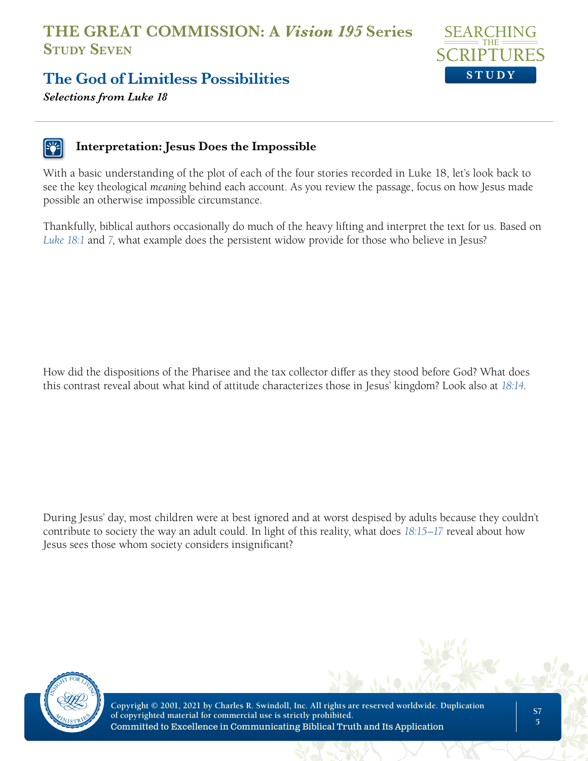# THE GREAT COMMISSION: A *Vision 195* Series
## Study Seven

## The God of Limitless Possibilities

***Selections from Luke 18***

### Interpretation: Jesus Does the Impossible

With a basic understanding of the plot of each of the four stories recorded in Luke 18, let's look back to see the key theological *meaning* behind each account. As you review the passage, focus on how Jesus made possible an otherwise impossible circumstance.

Thankfully, biblical authors occasionally do much of the heavy lifting and interpret the text for us. Based on *Luke 18:1* and *7*, what example does the persistent widow provide for those who believe in Jesus?

How did the dispositions of the Pharisee and the tax collector differ as they stood before God? What does this contrast reveal about what kind of attitude characterizes those in Jesus' kingdom? Look also at *18:14*.

During Jesus' day, most children were at best ignored and at worst despised by adults because they couldn't contribute to society the way an adult could. In light of this reality, what does *18:15–17* reveal about how Jesus sees those whom society considers insignificant?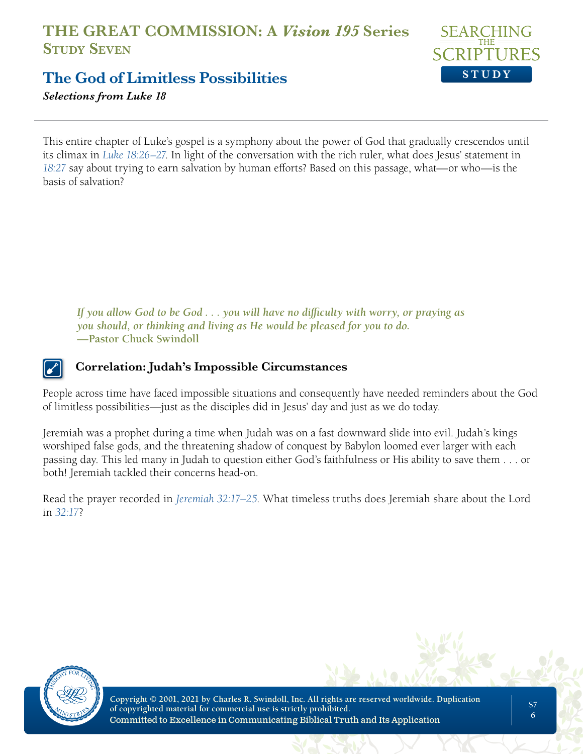This entire chapter of Luke's gospel is a symphony about the power of God that gradually crescendos until its climax in *Luke 18:26–27*. In light of the conversation with the rich ruler, what does Jesus' statement in *18:27* say about trying to earn salvation by human efforts? Based on this passage, what—or who—is the basis of salvation?

> ***If you allow God to be God . . . you will have no difficulty with worry, or praying as you should, or thinking and living as He would be pleased for you to do.***
> **—Pastor Chuck Swindoll**

### Correlation: Judah's Impossible Circumstances

People across time have faced impossible situations and consequently have needed reminders about the God of limitless possibilities—just as the disciples did in Jesus' day and just as we do today.

Jeremiah was a prophet during a time when Judah was on a fast downward slide into evil. Judah's kings worshiped false gods, and the threatening shadow of conquest by Babylon loomed ever larger with each passing day. This led many in Judah to question either God's faithfulness or His ability to save them . . . or both! Jeremiah tackled their concerns head-on.

Read the prayer recorded in *Jeremiah 32:17–25*. What timeless truths does Jeremiah share about the Lord in *32:17*?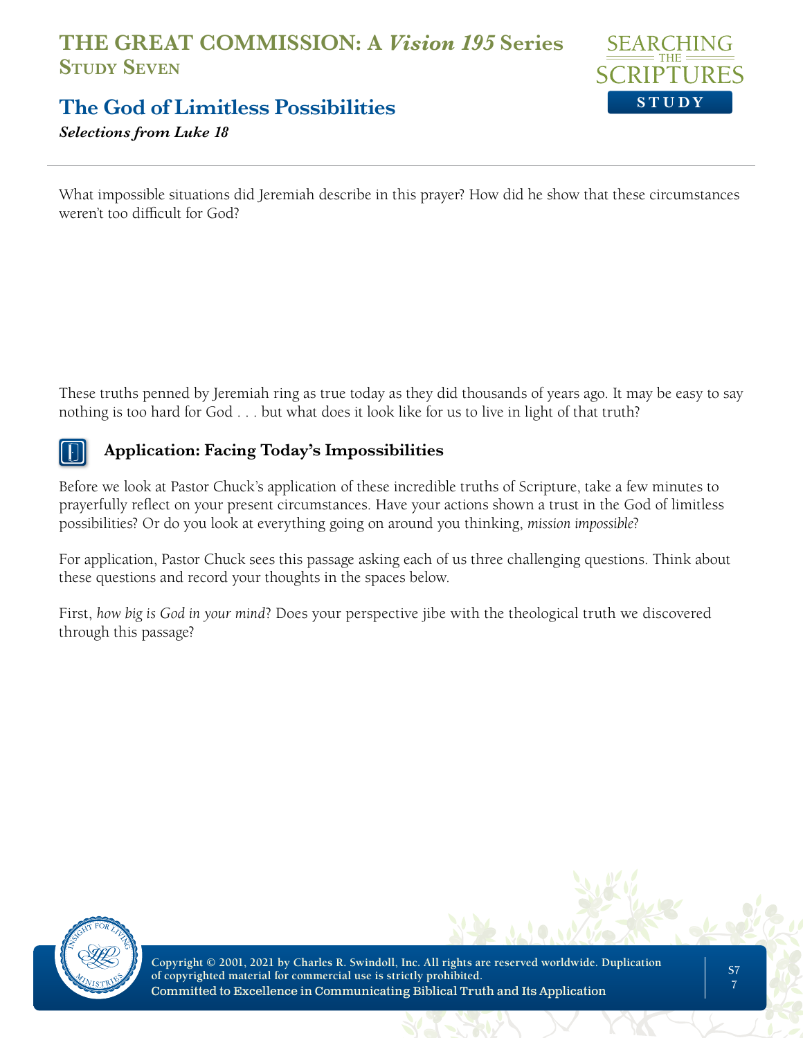What impossible situations did Jeremiah describe in this prayer? How did he show that these circumstances weren't too difficult for God?

These truths penned by Jeremiah ring as true today as they did thousands of years ago. It may be easy to say nothing is too hard for God . . . but what does it look like for us to live in light of that truth?

### Application: Facing Today's Impossibilities

Before we look at Pastor Chuck's application of these incredible truths of Scripture, take a few minutes to prayerfully reflect on your present circumstances. Have your actions shown a trust in the God of limitless possibilities? Or do you look at everything going on around you thinking, *mission impossible*?

For application, Pastor Chuck sees this passage asking each of us three challenging questions. Think about these questions and record your thoughts in the spaces below.

First, *how big is God in your mind*? Does your perspective jibe with the theological truth we discovered through this passage?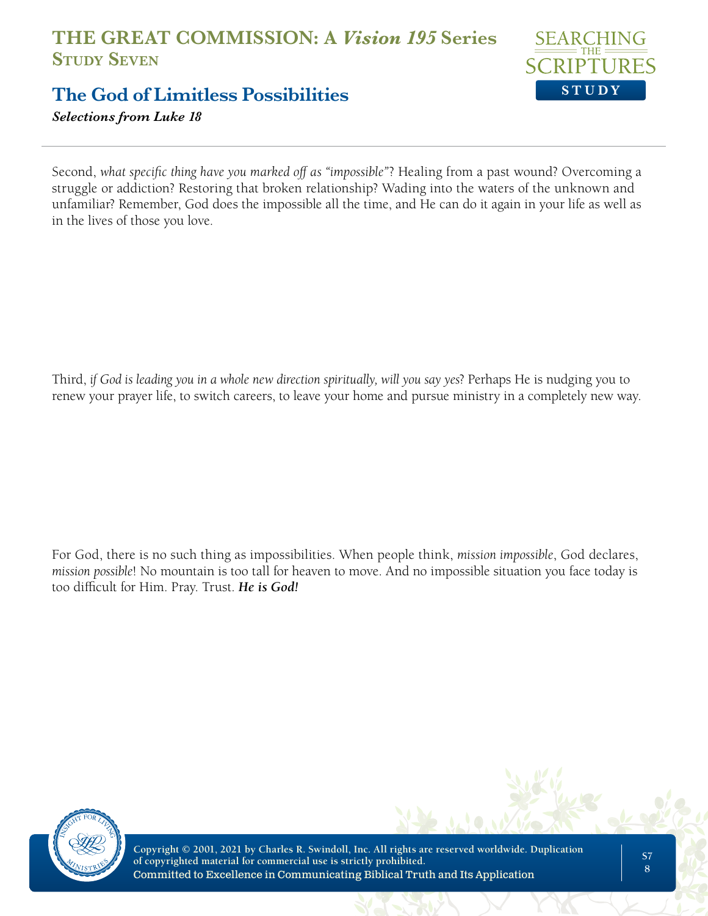Second, *what specific thing have you marked off as "impossible"*? Healing from a past wound? Overcoming a struggle or addiction? Restoring that broken relationship? Wading into the waters of the unknown and unfamiliar? Remember, God does the impossible all the time, and He can do it again in your life as well as in the lives of those you love.

Third, *if God is leading you in a whole new direction spiritually, will you say yes*? Perhaps He is nudging you to renew your prayer life, to switch careers, to leave your home and pursue ministry in a completely new way.

For God, there is no such thing as impossibilities. When people think, *mission impossible*, God declares, *mission possible*! No mountain is too tall for heaven to move. And no impossible situation you face today is too difficult for Him. Pray. Trust. ***He is God!***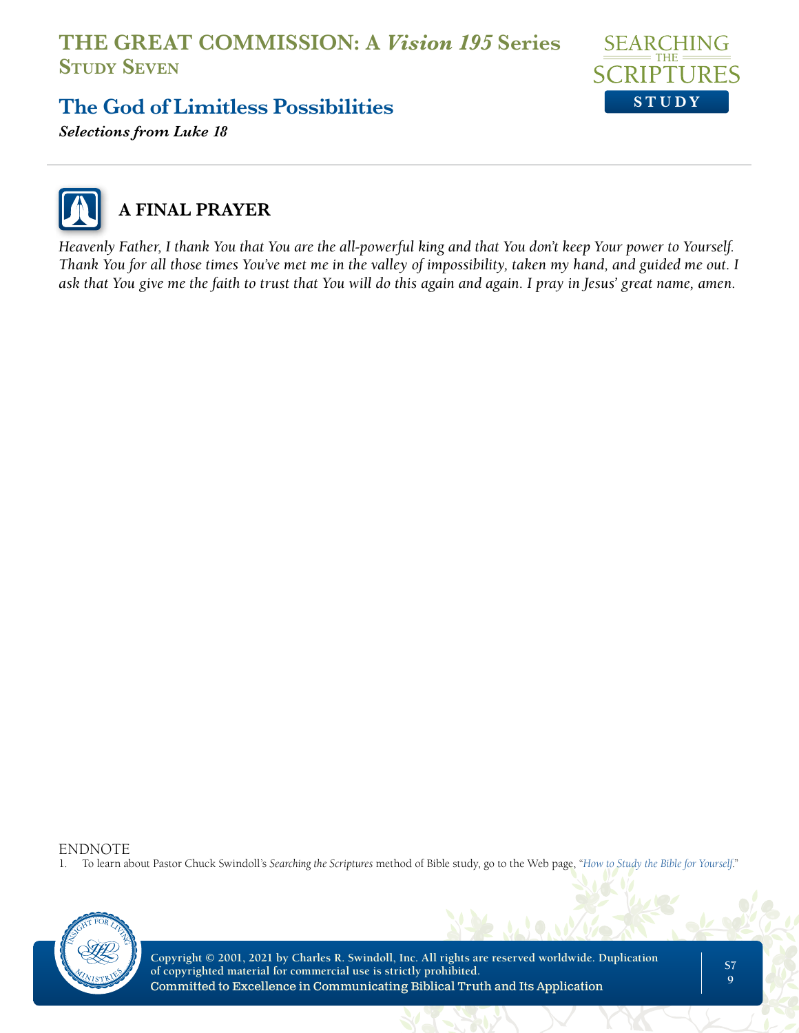# THE GREAT COMMISSION: A *Vision 195* Series

## Study Seven

## The God of Limitless Possibilities

***Selections from Luke 18***

### A FINAL PRAYER

*Heavenly Father, I thank You that You are the all-powerful king and that You don't keep Your power to Yourself. Thank You for all those times You've met me in the valley of impossibility, taken my hand, and guided me out. I ask that You give me the faith to trust that You will do this again and again. I pray in Jesus' great name, amen.*

ENDNOTE

1. To learn about Pastor Chuck Swindoll's *Searching the Scriptures* method of Bible study, go to the Web page, "*How to Study the Bible for Yourself*."

Copyright © 2001, 2021 by Charles R. Swindoll, Inc. All rights are reserved worldwide. Duplication of copyrighted material for commercial use is strictly prohibited.
Committed to Excellence in Communicating Biblical Truth and Its Application